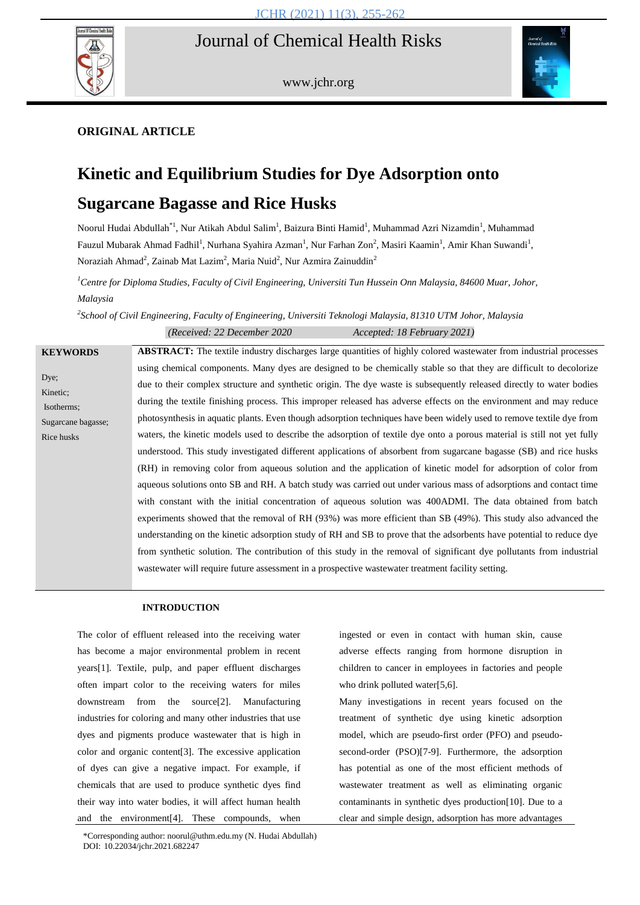ORIGINAL ARTICLE

# Kinetic and Equilibrium Studies for Dye Adsorption onto Sugarcane Bagasse and Rice Husks

Noorul Hudai Abdullah*[1], Nur Atikah Abdul Salim[1], Baizura Binti Hamid[1], Muhammad Azri Nizamdin[1], Muhammad Fauzul Mubarak Ahmad Fadhil[1], Nurhana Syahira Azman[1], Nur Farhan Zon[2], Masiri Kaamin[1], Amir Khan Suwandi[1], Noraziah Ahmad[2], Zainab Mat Lazim[2], Maria Nuid[2], Nur Azmira Zainuddin[2]

*[1]Centre for Diploma Studies, Faculty of Civil Engineering, Universiti Tun Hussein Onn Malaysia, 84600 Muar, Johor, Malaysia*

*[2]School of Civil Engineering, Faculty of Engineering, Universiti Teknologi Malaysia, 81310 UTM Johor, Malaysia*

*(Received: 22 December 2020 Accepted: 18 February 2021)*

**KEYWORDS**

Dye;
Kinetic;
Isotherms;
Sugarcane bagasse;
Rice husks

**ABSTRACT:** The textile industry discharges large quantities of highly colored wastewater from industrial processes using chemical components. Many dyes are designed to be chemically stable so that they are difficult to decolorize due to their complex structure and synthetic origin. The dye waste is subsequently released directly to water bodies during the textile finishing process. This improper released has adverse effects on the environment and may reduce photosynthesis in aquatic plants. Even though adsorption techniques have been widely used to remove textile dye from waters, the kinetic models used to describe the adsorption of textile dye onto a porous material is still not yet fully understood. This study investigated different applications of absorbent from sugarcane bagasse (SB) and rice husks (RH) in removing color from aqueous solution and the application of kinetic model for adsorption of color from aqueous solutions onto SB and RH. A batch study was carried out under various mass of adsorptions and contact time with constant with the initial concentration of aqueous solution was 400ADMI. The data obtained from batch experiments showed that the removal of RH (93%) was more efficient than SB (49%). This study also advanced the understanding on the kinetic adsorption study of RH and SB to prove that the adsorbents have potential to reduce dye from synthetic solution. The contribution of this study in the removal of significant dye pollutants from industrial wastewater will require future assessment in a prospective wastewater treatment facility setting.

## INTRODUCTION

The color of effluent released into the receiving water has become a major environmental problem in recent years[1]. Textile, pulp, and paper effluent discharges often impart color to the receiving waters for miles downstream from the source[2]. Manufacturing industries for coloring and many other industries that use dyes and pigments produce wastewater that is high in color and organic content[3]. The excessive application of dyes can give a negative impact. For example, if chemicals that are used to produce synthetic dyes find their way into water bodies, it will affect human health and the environment[4]. These compounds, when ingested or even in contact with human skin, cause adverse effects ranging from hormone disruption in children to cancer in employees in factories and people who drink polluted water[5,6].

Many investigations in recent years focused on the treatment of synthetic dye using kinetic adsorption model, which are pseudo-first order (PFO) and pseudo-second-order (PSO)[7-9]. Furthermore, the adsorption has potential as one of the most efficient methods of wastewater treatment as well as eliminating organic contaminants in synthetic dyes production[10]. Due to a clear and simple design, adsorption has more advantages

*Corresponding author: noorul@uthm.edu.my (N. Hudai Abdullah)
DOI: 10.22034/jchr.2021.682247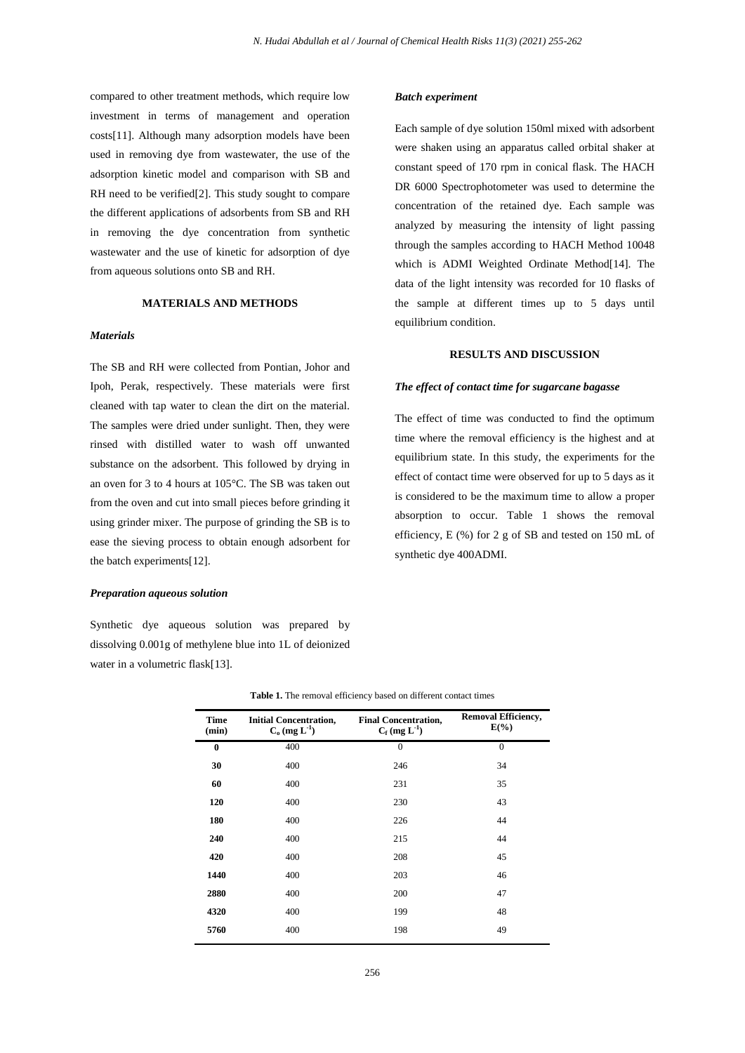compared to other treatment methods, which require low investment in terms of management and operation costs[11]. Although many adsorption models have been used in removing dye from wastewater, the use of the adsorption kinetic model and comparison with SB and RH need to be verified[2]. This study sought to compare the different applications of adsorbents from SB and RH in removing the dye concentration from synthetic wastewater and the use of kinetic for adsorption of dye from aqueous solutions onto SB and RH.

## MATERIALS AND METHODS

### *Materials*

The SB and RH were collected from Pontian, Johor and Ipoh, Perak, respectively. These materials were first cleaned with tap water to clean the dirt on the material. The samples were dried under sunlight. Then, they were rinsed with distilled water to wash off unwanted substance on the adsorbent. This followed by drying in an oven for 3 to 4 hours at 105°C. The SB was taken out from the oven and cut into small pieces before grinding it using grinder mixer. The purpose of grinding the SB is to ease the sieving process to obtain enough adsorbent for the batch experiments[12].

### *Preparation aqueous solution*

Synthetic dye aqueous solution was prepared by dissolving 0.001g of methylene blue into 1L of deionized water in a volumetric flask[13].

### *Batch experiment*

Each sample of dye solution 150ml mixed with adsorbent were shaken using an apparatus called orbital shaker at constant speed of 170 rpm in conical flask. The HACH DR 6000 Spectrophotometer was used to determine the concentration of the retained dye. Each sample was analyzed by measuring the intensity of light passing through the samples according to HACH Method 10048 which is ADMI Weighted Ordinate Method[14]. The data of the light intensity was recorded for 10 flasks of the sample at different times up to 5 days until equilibrium condition.

## RESULTS AND DISCUSSION

### *The effect of contact time for sugarcane bagasse*

The effect of time was conducted to find the optimum time where the removal efficiency is the highest and at equilibrium state. In this study, the experiments for the effect of contact time were observed for up to 5 days as it is considered to be the maximum time to allow a proper absorption to occur. Table 1 shows the removal efficiency, E (%) for 2 g of SB and tested on 150 mL of synthetic dye 400ADMI.

**Table 1.** The removal efficiency based on different contact times

| Time (min) | Initial Concentration, $C_o$ (mg $L^{-1}$) | Final Concentration, $C_f$ (mg $L^{-1}$) | Removal Efficiency, E(%) |
|---|---|---|---|
| **0** | 400 | 0 | 0 |
| **30** | 400 | 246 | 34 |
| **60** | 400 | 231 | 35 |
| **120** | 400 | 230 | 43 |
| **180** | 400 | 226 | 44 |
| **240** | 400 | 215 | 44 |
| **420** | 400 | 208 | 45 |
| **1440** | 400 | 203 | 46 |
| **2880** | 400 | 200 | 47 |
| **4320** | 400 | 199 | 48 |
| **5760** | 400 | 198 | 49 |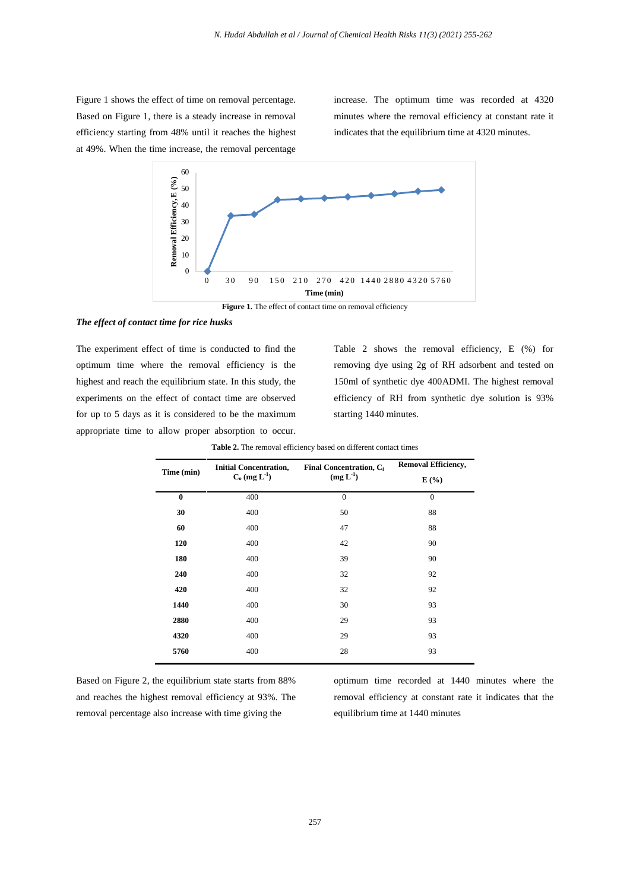Figure 1 shows the effect of time on removal percentage. Based on Figure 1, there is a steady increase in removal efficiency starting from 48% until it reaches the highest at 49%. When the time increase, the removal percentage increase. The optimum time was recorded at 4320 minutes where the removal efficiency at constant rate it indicates that the equilibrium time at 4320 minutes.

**Figure 1.** The effect of contact time on removal efficiency

***The effect of contact time for rice husks***

The experiment effect of time is conducted to find the optimum time where the removal efficiency is the highest and reach the equilibrium state. In this study, the experiments on the effect of contact time are observed for up to 5 days as it is considered to be the maximum appropriate time to allow proper absorption to occur.

Table 2 shows the removal efficiency, E (%) for removing dye using 2g of RH adsorbent and tested on 150ml of synthetic dye 400ADMI. The highest removal efficiency of RH from synthetic dye solution is 93% starting 1440 minutes.

**Table 2.** The removal efficiency based on different contact times

| Time (min) | Initial Concentration, $C_o$ (mg $L^{-1}$) | Final Concentration, $C_f$ (mg $L^{-1}$) | Removal Efficiency, E (%) |
|---|---|---|---|
| **0** | 400 | 0 | 0 |
| **30** | 400 | 50 | 88 |
| **60** | 400 | 47 | 88 |
| **120** | 400 | 42 | 90 |
| **180** | 400 | 39 | 90 |
| **240** | 400 | 32 | 92 |
| **420** | 400 | 32 | 92 |
| **1440** | 400 | 30 | 93 |
| **2880** | 400 | 29 | 93 |
| **4320** | 400 | 29 | 93 |
| **5760** | 400 | 28 | 93 |

Based on Figure 2, the equilibrium state starts from 88% and reaches the highest removal efficiency at 93%. The removal percentage also increase with time giving the optimum time recorded at 1440 minutes where the removal efficiency at constant rate it indicates that the equilibrium time at 1440 minutes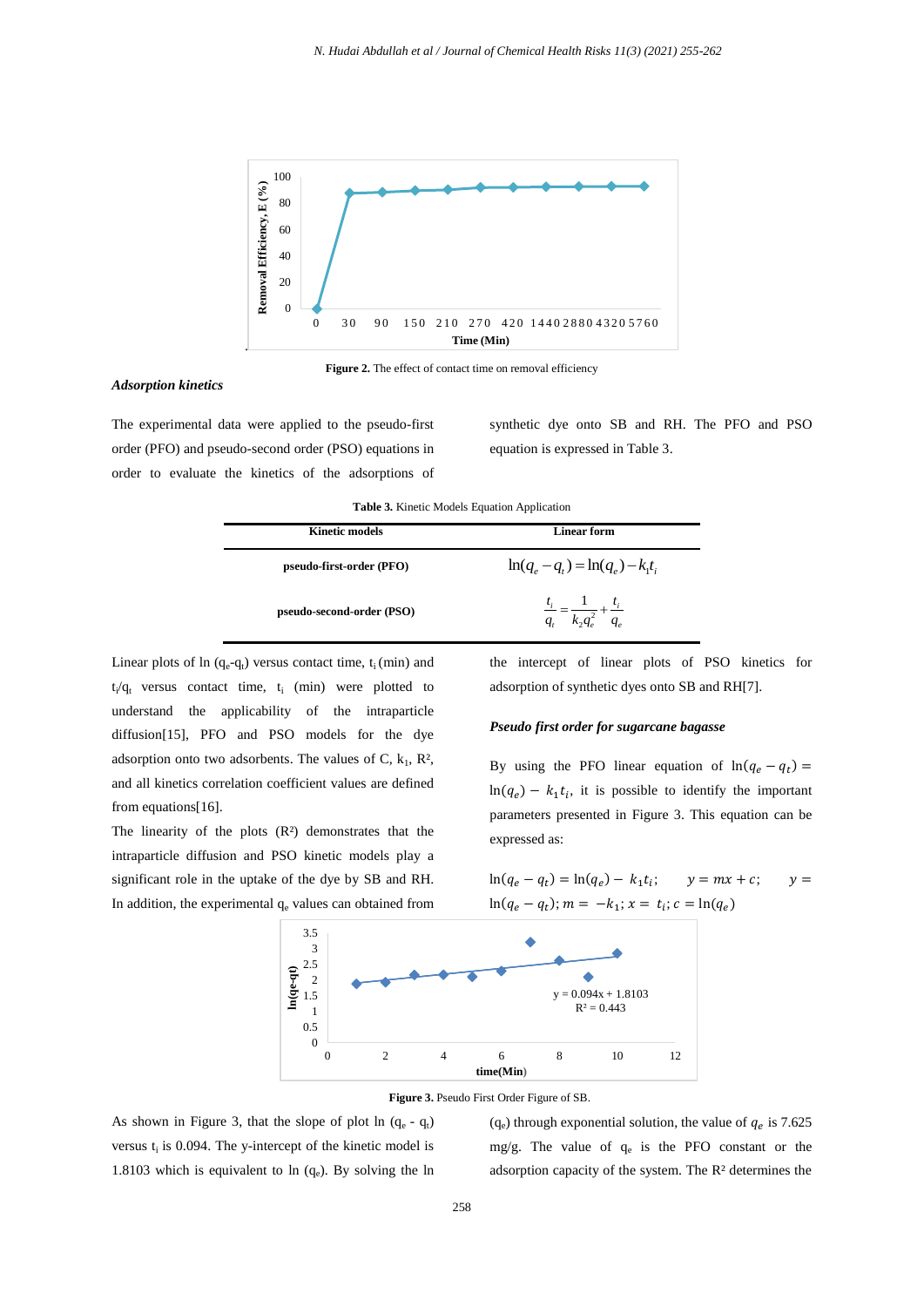Figure 2. The effect of contact time on removal efficiency

### *Adsorption kinetics*

The experimental data were applied to the pseudo-first order (PFO) and pseudo-second order (PSO) equations in order to evaluate the kinetics of the adsorptions of synthetic dye onto SB and RH. The PFO and PSO equation is expressed in Table 3.

**Table 3.** Kinetic Models Equation Application

| Kinetic models | Linear form |
|---|---|
| pseudo-first-order (PFO) | $\ln(q_e - q_t) = \ln(q_e) - k_1 t_i$ |
| pseudo-second-order (PSO) | $\frac{t_i}{q_t} = \frac{1}{k_2 q_e^2} + \frac{t_i}{q_e}$ |

Linear plots of ln ($q_e$-$q_t$) versus contact time, $t_i$ (min) and $t_i$/$q_t$ versus contact time, $t_i$ (min) were plotted to understand the applicability of the intraparticle diffusion[15], PFO and PSO models for the dye adsorption onto two adsorbents. The values of C, $k_1$, $R^2$, and all kinetics correlation coefficient values are defined from equations[16].

The linearity of the plots ($R^2$) demonstrates that the intraparticle diffusion and PSO kinetic models play a significant role in the uptake of the dye by SB and RH. In addition, the experimental $q_e$ values can obtained from the intercept of linear plots of PSO kinetics for adsorption of synthetic dyes onto SB and RH[7].

#### *Pseudo first order for sugarcane bagasse*

By using the PFO linear equation of $\ln(q_e - q_t) = \ln(q_e) - k_1 t_i$, it is possible to identify the important parameters presented in Figure 3. This equation can be expressed as:

$$\ln(q_e - q_t) = \ln(q_e) - k_1 t_i; \quad y = mx + c; \quad y = \ln(q_e - q_t); m = -k_1; x = t_i; c = \ln(q_e)$$

**Figure 3.** Pseudo First Order Figure of SB.

As shown in Figure 3, that the slope of plot ln ($q_e$ - $q_t$) versus $t_i$ is 0.094. The y-intercept of the kinetic model is 1.8103 which is equivalent to ln ($q_e$). By solving the ln ($q_e$) through exponential solution, the value of $q_e$ is 7.625 mg/g. The value of $q_e$ is the PFO constant or the adsorption capacity of the system. The $R^2$ determines the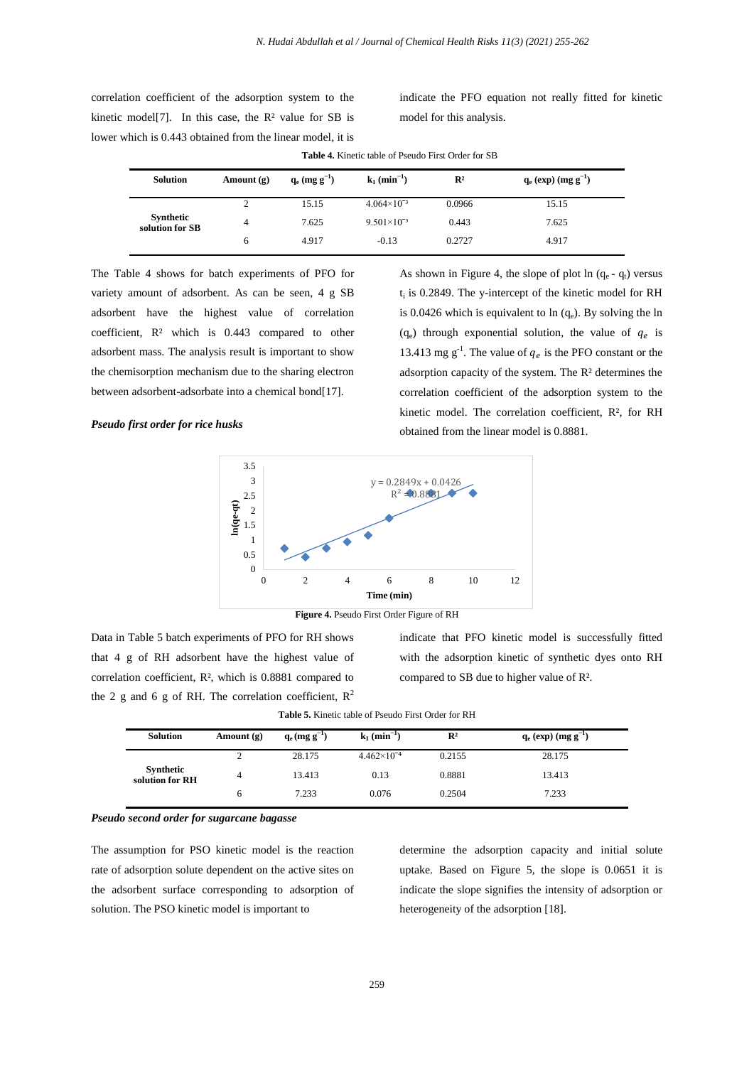correlation coefficient of the adsorption system to the kinetic model[7]. In this case, the $R^2$ value for SB is lower which is 0.443 obtained from the linear model, it is indicate the PFO equation not really fitted for kinetic model for this analysis.

**Table 4.** Kinetic table of Pseudo First Order for SB

| Solution | Amount (g) | $q_e$ (mg $g^{-1}$) | $k_1$ ($min^{-1}$) | $R^2$ | $q_e$ (exp) (mg $g^{-1}$) |
|---|---|---|---|---|---|
| Synthetic solution for SB | 2 | 15.15 | $4.064\times10^{-3}$ | 0.0966 | 15.15 |
| | 4 | 7.625 | $9.501\times10^{-3}$ | 0.443 | 7.625 |
| | 6 | 4.917 | -0.13 | 0.2727 | 4.917 |

The Table 4 shows for batch experiments of PFO for variety amount of adsorbent. As can be seen, 4 g SB adsorbent have the highest value of correlation coefficient, $R^2$ which is 0.443 compared to other adsorbent mass. The analysis result is important to show the chemisorption mechanism due to the sharing electron between adsorbent-adsorbate into a chemical bond[17].

### *Pseudo first order for rice husks*

As shown in Figure 4, the slope of plot ln ($q_e$ - $q_t$) versus $t_i$ is 0.2849. The y-intercept of the kinetic model for RH is 0.0426 which is equivalent to ln ($q_e$). By solving the ln ($q_e$) through exponential solution, the value of $q_e$ is 13.413 mg $g^{-1}$. The value of $q_e$ is the PFO constant or the adsorption capacity of the system. The $R^2$ determines the correlation coefficient of the adsorption system to the kinetic model. The correlation coefficient, $R^2$, for RH obtained from the linear model is 0.8881.

**Figure 4.** Pseudo First Order Figure of RH

Data in Table 5 batch experiments of PFO for RH shows that 4 g of RH adsorbent have the highest value of correlation coefficient, $R^2$, which is 0.8881 compared to the 2 g and 6 g of RH. The correlation coefficient, $R^2$ indicate that PFO kinetic model is successfully fitted with the adsorption kinetic of synthetic dyes onto RH compared to SB due to higher value of $R^2$.

**Table 5.** Kinetic table of Pseudo First Order for RH

| Solution | Amount (g) | $q_e$ (mg $g^{-1}$) | $k_1$ ($min^{-1}$) | $R^2$ | $q_e$ (exp) (mg $g^{-1}$) |
|---|---|---|---|---|---|
| Synthetic solution for RH | 2 | 28.175 | $4.462\times10^{-4}$ | 0.2155 | 28.175 |
| | 4 | 13.413 | 0.13 | 0.8881 | 13.413 |
| | 6 | 7.233 | 0.076 | 0.2504 | 7.233 |

### *Pseudo second order for sugarcane bagasse*

The assumption for PSO kinetic model is the reaction rate of adsorption solute dependent on the active sites on the adsorbent surface corresponding to adsorption of solution. The PSO kinetic model is important to determine the adsorption capacity and initial solute uptake. Based on Figure 5, the slope is 0.0651 it is indicate the slope signifies the intensity of adsorption or heterogeneity of the adsorption [18].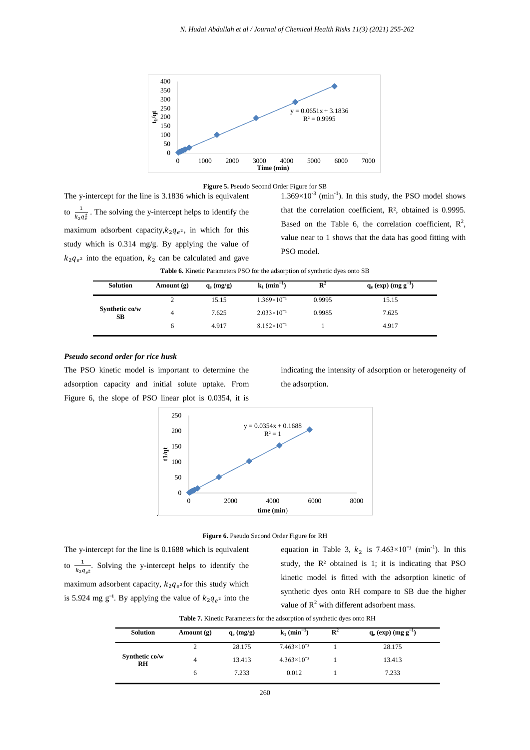**Figure 5.** Pseudo Second Order Figure for SB

The y-intercept for the line is 3.1836 which is equivalent to $\frac{1}{k_2 q_e^2}$. The solving the y-intercept helps to identify the maximum adsorbent capacity, $k_2 q_{e^2}$, in which for this study which is 0.314 mg/g. By applying the value of $k_2 q_{e^2}$ into the equation, $k_2$ can be calculated and gave $1.369\times10^{-3}$ (min$^{-1}$). In this study, the PSO model shows that the correlation coefficient, $R^2$, obtained is 0.9995. Based on the Table 6, the correlation coefficient, $R^2$, value near to 1 shows that the data has good fitting with PSO model.

**Table 6.** Kinetic Parameters PSO for the adsorption of synthetic dyes onto SB

| Solution | Amount (g) | $q_e$ (mg/g) | $k_1$ (min$^{-1}$) | $R^2$ | $q_e$ (exp) (mg g$^{-1}$) |
|---|---|---|---|---|---|
| Synthetic co/w SB | 2 | 15.15 | $1.369\times10^{-3}$ | 0.9995 | 15.15 |
| | 4 | 7.625 | $2.033\times10^{-3}$ | 0.9985 | 7.625 |
| | 6 | 4.917 | $8.152\times10^{-3}$ | 1 | 4.917 |

### *Pseudo second order for rice husk*

The PSO kinetic model is important to determine the adsorption capacity and initial solute uptake. From Figure 6, the slope of PSO linear plot is 0.0354, it is indicating the intensity of adsorption or heterogeneity of the adsorption.

**Figure 6.** Pseudo Second Order Figure for RH

The y-intercept for the line is 0.1688 which is equivalent to $\frac{1}{k_2 q_{e^2}}$. Solving the y-intercept helps to identify the maximum adsorbent capacity, $k_2 q_{e^2}$ for this study which is 5.924 mg g$^{-1}$. By applying the value of $k_2 q_{e^2}$ into the equation in Table 3, $k_2$ is $7.463\times10^{-3}$ (min$^{-1}$). In this study, the $R^2$ obtained is 1; it is indicating that PSO kinetic model is fitted with the adsorption kinetic of synthetic dyes onto RH compare to SB due the higher value of $R^2$ with different adsorbent mass.

**Table 7.** Kinetic Parameters for the adsorption of synthetic dyes onto RH

| Solution | Amount (g) | $q_e$ (mg/g) | $k_1$ (min$^{-1}$) | $R^2$ | $q_e$ (exp) (mg g$^{-1}$) |
|---|---|---|---|---|---|
| Synthetic co/w RH | 2 | 28.175 | $7.463\times10^{-3}$ | 1 | 28.175 |
| | 4 | 13.413 | $4.363\times10^{-3}$ | 1 | 13.413 |
| | 6 | 7.233 | 0.012 | 1 | 7.233 |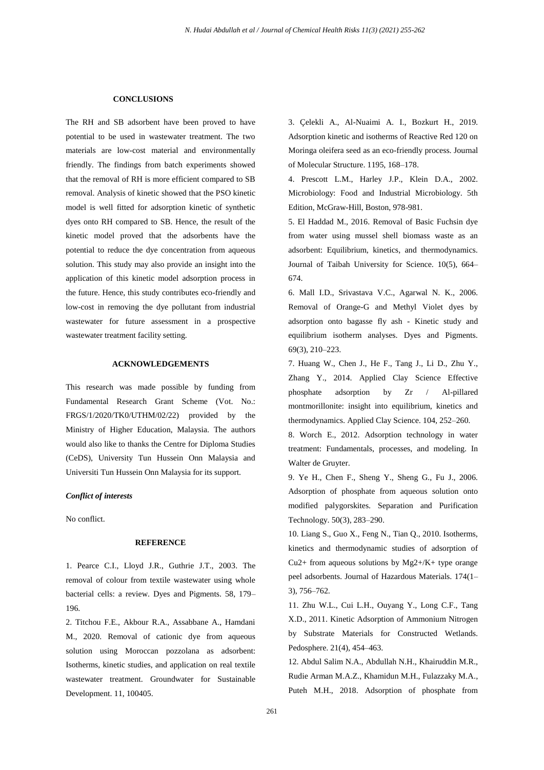## CONCLUSIONS

The RH and SB adsorbent have been proved to have potential to be used in wastewater treatment. The two materials are low-cost material and environmentally friendly. The findings from batch experiments showed that the removal of RH is more efficient compared to SB removal. Analysis of kinetic showed that the PSO kinetic model is well fitted for adsorption kinetic of synthetic dyes onto RH compared to SB. Hence, the result of the kinetic model proved that the adsorbents have the potential to reduce the dye concentration from aqueous solution. This study may also provide an insight into the application of this kinetic model adsorption process in the future. Hence, this study contributes eco-friendly and low-cost in removing the dye pollutant from industrial wastewater for future assessment in a prospective wastewater treatment facility setting.

## ACKNOWLEDGEMENTS

This research was made possible by funding from Fundamental Research Grant Scheme (Vot. No.: FRGS/1/2020/TK0/UTHM/02/22) provided by the Ministry of Higher Education, Malaysia. The authors would also like to thanks the Centre for Diploma Studies (CeDS), University Tun Hussein Onn Malaysia and Universiti Tun Hussein Onn Malaysia for its support.

### *Conflict of interests*

No conflict.

## REFERENCE

1. Pearce C.I., Lloyd J.R., Guthrie J.T., 2003. The removal of colour from textile wastewater using whole bacterial cells: a review. Dyes and Pigments. 58, 179–196.

2. Titchou F.E., Akbour R.A., Assabbane A., Hamdani M., 2020. Removal of cationic dye from aqueous solution using Moroccan pozzolana as adsorbent: Isotherms, kinetic studies, and application on real textile wastewater treatment. Groundwater for Sustainable Development. 11, 100405.

3. Çelekli A., Al-Nuaimi A. I., Bozkurt H., 2019. Adsorption kinetic and isotherms of Reactive Red 120 on Moringa oleifera seed as an eco-friendly process. Journal of Molecular Structure. 1195, 168–178.

4. Prescott L.M., Harley J.P., Klein D.A., 2002. Microbiology: Food and Industrial Microbiology. 5th Edition, McGraw-Hill, Boston, 978-981.

5. El Haddad M., 2016. Removal of Basic Fuchsin dye from water using mussel shell biomass waste as an adsorbent: Equilibrium, kinetics, and thermodynamics. Journal of Taibah University for Science. 10(5), 664–674.

6. Mall I.D., Srivastava V.C., Agarwal N. K., 2006. Removal of Orange-G and Methyl Violet dyes by adsorption onto bagasse fly ash - Kinetic study and equilibrium isotherm analyses. Dyes and Pigments. 69(3), 210–223.

7. Huang W., Chen J., He F., Tang J., Li D., Zhu Y., Zhang Y., 2014. Applied Clay Science Effective phosphate adsorption by Zr / Al-pillared montmorillonite: insight into equilibrium, kinetics and thermodynamics. Applied Clay Science. 104, 252–260.

8. Worch E., 2012. Adsorption technology in water treatment: Fundamentals, processes, and modeling. In Walter de Gruyter.

9. Ye H., Chen F., Sheng Y., Sheng G., Fu J., 2006. Adsorption of phosphate from aqueous solution onto modified palygorskites. Separation and Purification Technology. 50(3), 283–290.

10. Liang S., Guo X., Feng N., Tian Q., 2010. Isotherms, kinetics and thermodynamic studies of adsorption of $Cu^{2+}$ from aqueous solutions by $Mg^{2+}/K^{+}$ type orange peel adsorbents. Journal of Hazardous Materials. 174(1–3), 756–762.

11. Zhu W.L., Cui L.H., Ouyang Y., Long C.F., Tang X.D., 2011. Kinetic Adsorption of Ammonium Nitrogen by Substrate Materials for Constructed Wetlands. Pedosphere. 21(4), 454–463.

12. Abdul Salim N.A., Abdullah N.H., Khairuddin M.R., Rudie Arman M.A.Z., Khamidun M.H., Fulazzaky M.A., Puteh M.H., 2018. Adsorption of phosphate from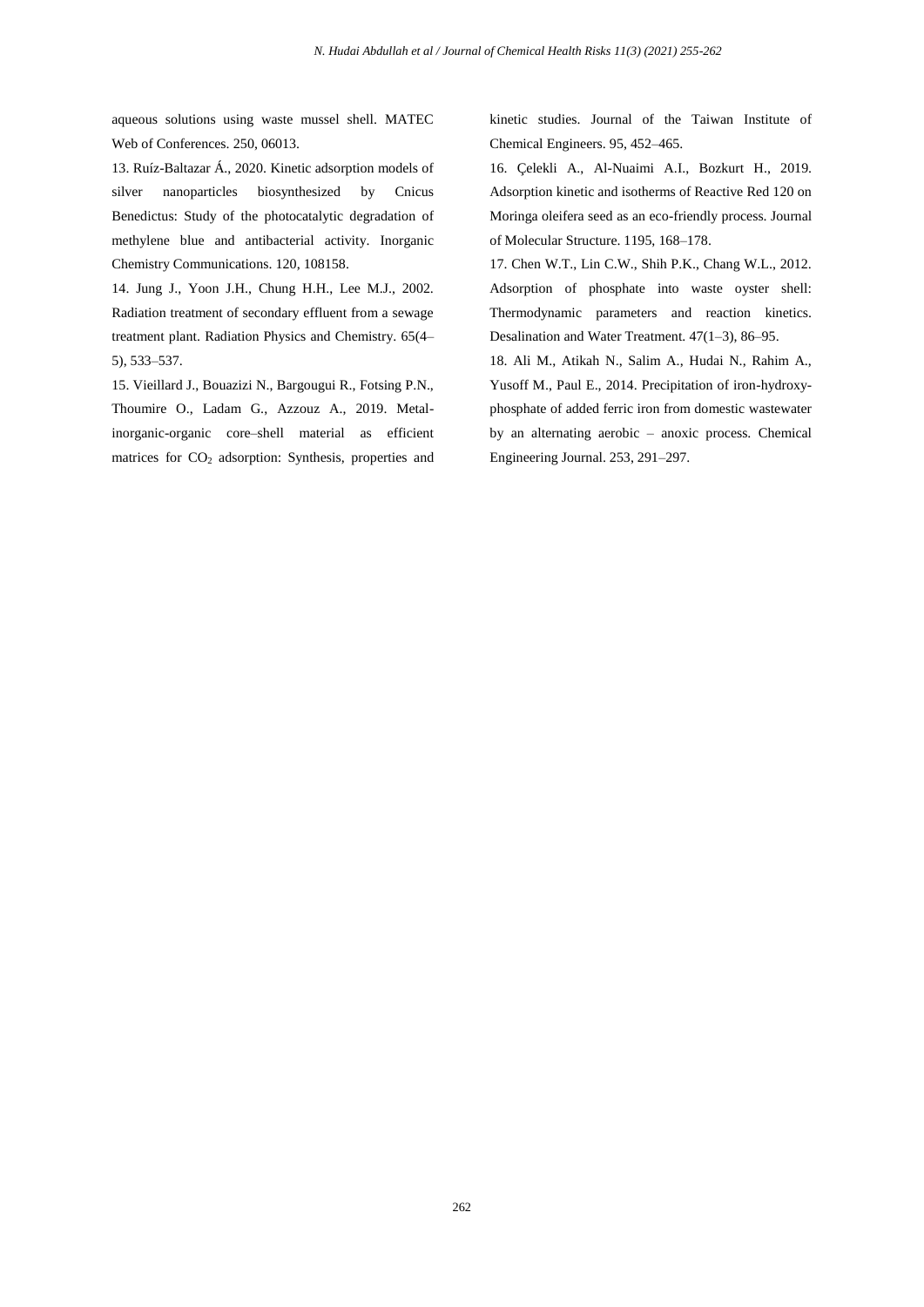aqueous solutions using waste mussel shell. MATEC Web of Conferences. 250, 06013.

13. Ruíz-Baltazar Á., 2020. Kinetic adsorption models of silver nanoparticles biosynthesized by Cnicus Benedictus: Study of the photocatalytic degradation of methylene blue and antibacterial activity. Inorganic Chemistry Communications. 120, 108158.

14. Jung J., Yoon J.H., Chung H.H., Lee M.J., 2002. Radiation treatment of secondary effluent from a sewage treatment plant. Radiation Physics and Chemistry. 65(4–5), 533–537.

15. Vieillard J., Bouazizi N., Bargougui R., Fotsing P.N., Thoumire O., Ladam G., Azzouz A., 2019. Metal-inorganic-organic core–shell material as efficient matrices for $CO_2$ adsorption: Synthesis, properties and kinetic studies. Journal of the Taiwan Institute of Chemical Engineers. 95, 452–465.

16. Çelekli A., Al-Nuaimi A.I., Bozkurt H., 2019. Adsorption kinetic and isotherms of Reactive Red 120 on Moringa oleifera seed as an eco-friendly process. Journal of Molecular Structure. 1195, 168–178.

17. Chen W.T., Lin C.W., Shih P.K., Chang W.L., 2012. Adsorption of phosphate into waste oyster shell: Thermodynamic parameters and reaction kinetics. Desalination and Water Treatment. 47(1–3), 86–95.

18. Ali M., Atikah N., Salim A., Hudai N., Rahim A., Yusoff M., Paul E., 2014. Precipitation of iron-hydroxy-phosphate of added ferric iron from domestic wastewater by an alternating aerobic – anoxic process. Chemical Engineering Journal. 253, 291–297.